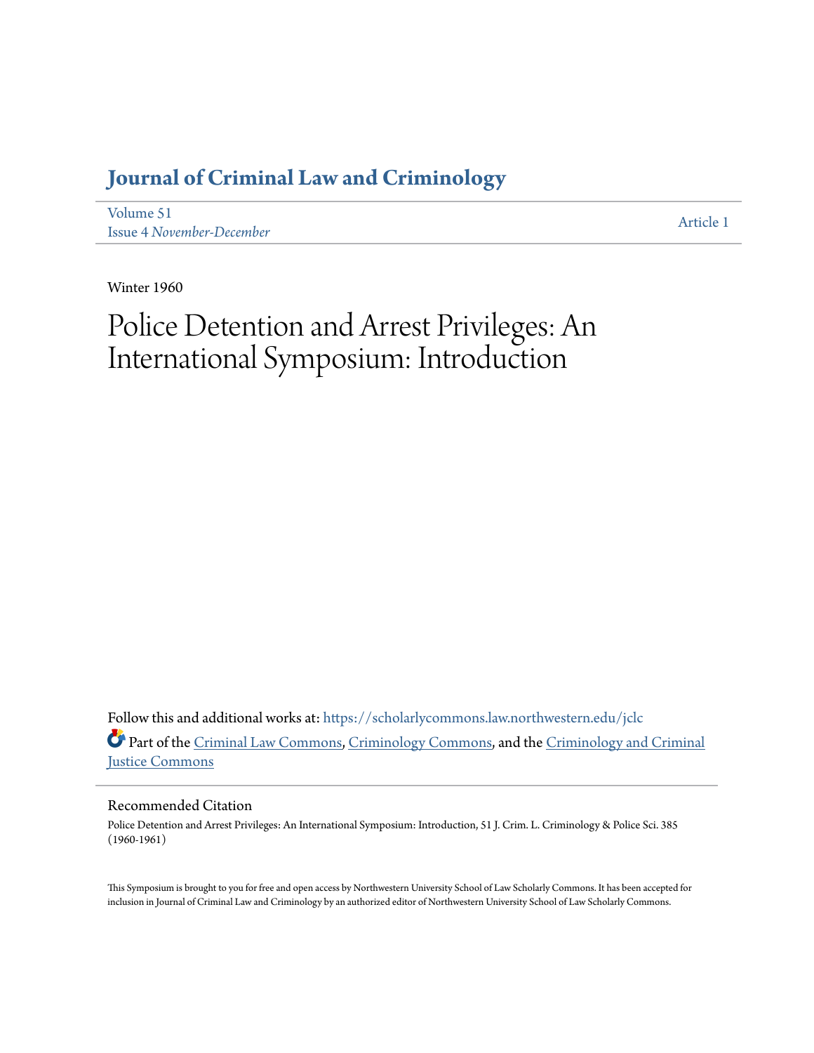# Journal of Criminal Law and Criminology

Volume 51
Issue 4 *November-December*

Article 1

Winter 1960

# Police Detention and Arrest Privileges: An International Symposium: Introduction

Follow this and additional works at: https://scholarlycommons.law.northwestern.edu/jclc

Part of the Criminal Law Commons, Criminology Commons, and the Criminology and Criminal Justice Commons

## Recommended Citation

Police Detention and Arrest Privileges: An International Symposium: Introduction, 51 J. Crim. L. Criminology & Police Sci. 385 (1960-1961)

This Symposium is brought to you for free and open access by Northwestern University School of Law Scholarly Commons. It has been accepted for inclusion in Journal of Criminal Law and Criminology by an authorized editor of Northwestern University School of Law Scholarly Commons.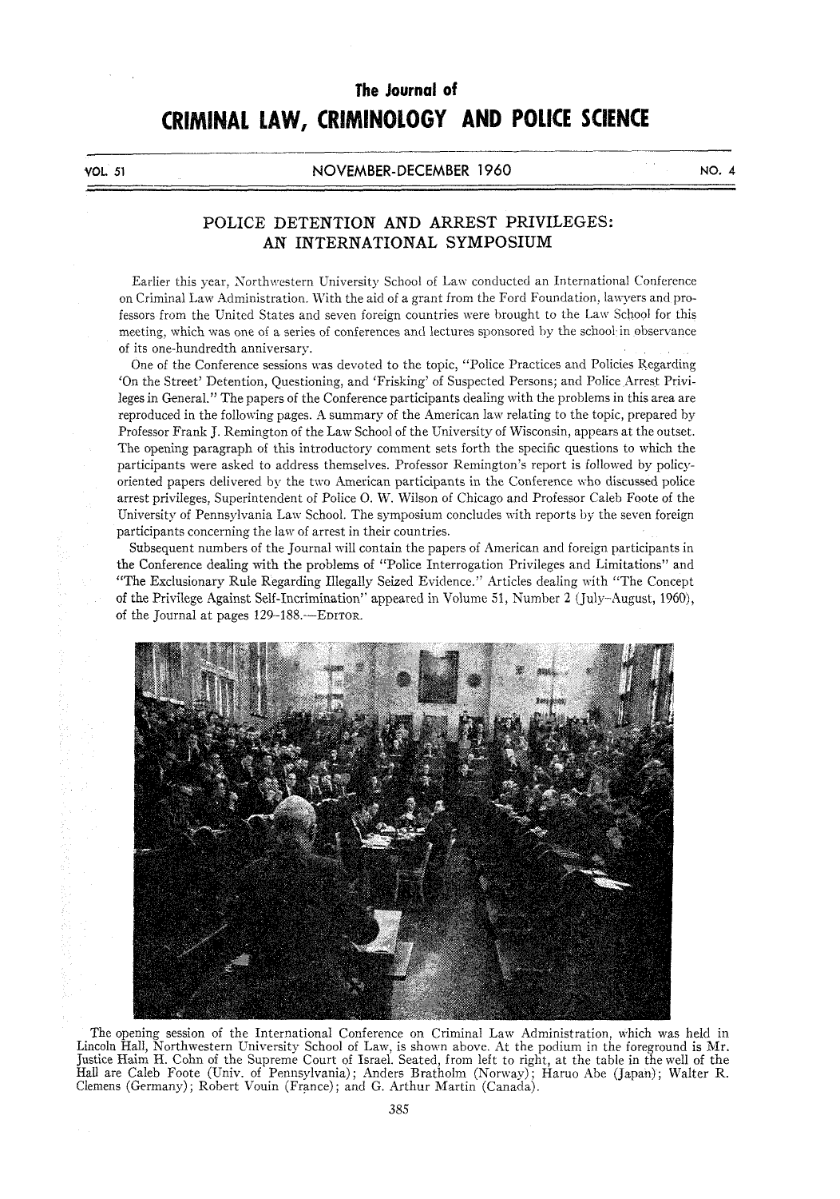# The Journal of CRIMINAL LAW, CRIMINOLOGY AND POLICE SCIENCE

VOL. 51 NOVEMBER-DECEMBER 1960 NO. 4

## POLICE DETENTION AND ARREST PRIVILEGES: AN INTERNATIONAL SYMPOSIUM

Earlier this year, Northwestern University School of Law conducted an International Conference on Criminal Law Administration. With the aid of a grant from the Ford Foundation, lawyers and professors from the United States and seven foreign countries were brought to the Law School for this meeting, which was one of a series of conferences and lectures sponsored by the school in observance of its one-hundredth anniversary.

One of the Conference sessions was devoted to the topic, "Police Practices and Policies Regarding 'On the Street' Detention, Questioning, and 'Frisking' of Suspected Persons; and Police Arrest Privileges in General." The papers of the Conference participants dealing with the problems in this area are reproduced in the following pages. A summary of the American law relating to the topic, prepared by Professor Frank J. Remington of the Law School of the University of Wisconsin, appears at the outset. The opening paragraph of this introductory comment sets forth the specific questions to which the participants were asked to address themselves. Professor Remington's report is followed by policy-oriented papers delivered by the two American participants in the Conference who discussed police arrest privileges, Superintendent of Police O. W. Wilson of Chicago and Professor Caleb Foote of the University of Pennsylvania Law School. The symposium concludes with reports by the seven foreign participants concerning the law of arrest in their countries.

Subsequent numbers of the Journal will contain the papers of American and foreign participants in the Conference dealing with the problems of "Police Interrogation Privileges and Limitations" and "The Exclusionary Rule Regarding Illegally Seized Evidence." Articles dealing with "The Concept of the Privilege Against Self-Incrimination" appeared in Volume 51, Number 2 (July-August, 1960), of the Journal at pages 129–188.—EDITOR.

The opening session of the International Conference on Criminal Law Administration, which was held in Lincoln Hall, Northwestern University School of Law, is shown above. At the podium in the foreground is Mr. Justice Haim H. Cohn of the Supreme Court of Israel. Seated, from left to right, at the table in the well of the Hall are Caleb Foote (Univ. of Pennsylvania); Anders Bratholm (Norway); Haruo Abe (Japan); Walter R. Clemens (Germany); Robert Vouin (France); and G. Arthur Martin (Canada).